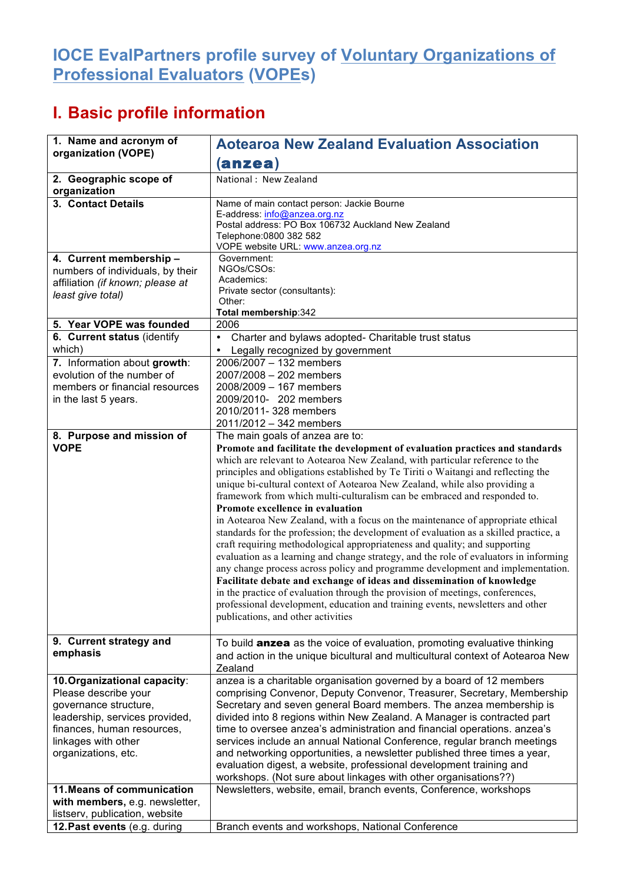# IOCE EvalPartners profile survey of Voluntary Organizations of Professional Evaluators (VOPEs)

## I. Basic profile information

| | |
|---|---|
| **1. Name and acronym of organization (VOPE)** | **Aotearoa New Zealand Evaluation Association (anzea)** |
| **2. Geographic scope of organization** | National : New Zealand |
| **3. Contact Details** | Name of main contact person: Jackie Bourne<br>E-address: info@anzea.org.nz<br>Postal address: PO Box 106732 Auckland New Zealand<br>Telephone:0800 382 582<br>VOPE website URL: www.anzea.org.nz |
| **4. Current membership –** numbers of individuals, by their affiliation *(if known; please at least give total)* | Government:<br>NGOs/CSOs:<br>Academics:<br>Private sector (consultants):<br>Other:<br>**Total membership**:342 |
| **5. Year VOPE was founded** | 2006 |
| **6. Current status** (identify which) | • Charter and bylaws adopted- Charitable trust status<br>• Legally recognized by government |
| **7.** Information about **growth**: evolution of the number of members or financial resources in the last 5 years. | 2006/2007 – 132 members<br>2007/2008 – 202 members<br>2008/2009 – 167 members<br>2009/2010- 202 members<br>2010/2011- 328 members<br>2011/2012 – 342 members |
| **8. Purpose and mission of VOPE** | The main goals of anzea are to:<br>**Promote and facilitate the development of evaluation practices and standards** which are relevant to Aotearoa New Zealand, with particular reference to the principles and obligations established by Te Tiriti o Waitangi and reflecting the unique bi-cultural context of Aotearoa New Zealand, while also providing a framework from which multi-culturalism can be embraced and responded to.<br>**Promote excellence in evaluation**<br>in Aotearoa New Zealand, with a focus on the maintenance of appropriate ethical standards for the profession; the development of evaluation as a skilled practice, a craft requiring methodological appropriateness and quality; and supporting evaluation as a learning and change strategy, and the role of evaluators in informing any change process across policy and programme development and implementation.<br>**Facilitate debate and exchange of ideas and dissemination of knowledge**<br>in the practice of evaluation through the provision of meetings, conferences, professional development, education and training events, newsletters and other publications, and other activities |
| **9. Current strategy and emphasis** | To build **anzea** as the voice of evaluation, promoting evaluative thinking and action in the unique bicultural and multicultural context of Aotearoa New Zealand |
| **10. Organizational capacity**: Please describe your governance structure, leadership, services provided, finances, human resources, linkages with other organizations, etc. | anzea is a charitable organisation governed by a board of 12 members comprising Convenor, Deputy Convenor, Treasurer, Secretary, Membership Secretary and seven general Board members. The anzea membership is divided into 8 regions within New Zealand. A Manager is contracted part time to oversee anzea's administration and financial operations. anzea's services include an annual National Conference, regular branch meetings and networking opportunities, a newsletter published three times a year, evaluation digest, a website, professional development training and workshops. (Not sure about linkages with other organisations??) |
| **11. Means of communication with members,** e.g. newsletter, listserv, publication, website | Newsletters, website, email, branch events, Conference, workshops |
| **12. Past events** (e.g. during | Branch events and workshops, National Conference |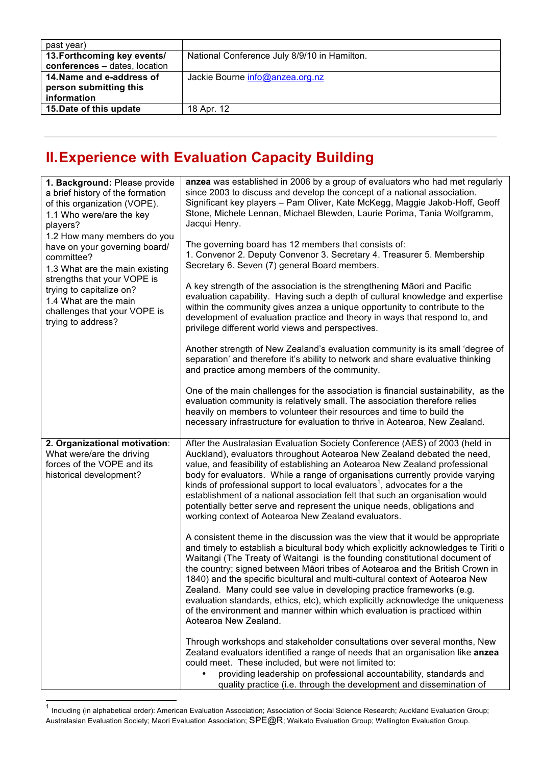| past year) | |
|---|---|
| **13. Forthcoming key events/ conferences –** dates, location | National Conference July 8/9/10 in Hamilton. |
| **14. Name and e-address of person submitting this information** | Jackie Bourne info@anzea.org.nz |
| **15. Date of this update** | 18 Apr. 12 |

---

## II. Experience with Evaluation Capacity Building

| | |
|---|---|
| **1. Background:** Please provide a brief history of the formation of this organization (VOPE).<br>1.1 Who were/are the key players?<br>1.2 How many members do you have on your governing board/ committee?<br>1.3 What are the main existing strengths that your VOPE is trying to capitalize on?<br>1.4 What are the main challenges that your VOPE is trying to address? | **anzea** was established in 2006 by a group of evaluators who had met regularly since 2003 to discuss and develop the concept of a national association. Significant key players – Pam Oliver, Kate McKegg, Maggie Jakob-Hoff, Geoff Stone, Michele Lennan, Michael Blewden, Laurie Porima, Tania Wolfgramm, Jacqui Henry.<br><br>The governing board has 12 members that consists of:<br>1. Convenor 2. Deputy Convenor 3. Secretary 4. Treasurer 5. Membership Secretary 6. Seven (7) general Board members.<br><br>A key strength of the association is the strengthening Māori and Pacific evaluation capability. Having such a depth of cultural knowledge and expertise within the community gives anzea a unique opportunity to contribute to the development of evaluation practice and theory in ways that respond to, and privilege different world views and perspectives.<br><br>Another strength of New Zealand's evaluation community is its small 'degree of separation' and therefore it's ability to network and share evaluative thinking and practice among members of the community.<br><br>One of the main challenges for the association is financial sustainability, as the evaluation community is relatively small. The association therefore relies heavily on members to volunteer their resources and time to build the necessary infrastructure for evaluation to thrive in Aotearoa, New Zealand. |
| **2. Organizational motivation**: What were/are the driving forces of the VOPE and its historical development? | After the Australasian Evaluation Society Conference (AES) of 2003 (held in Auckland), evaluators throughout Aotearoa New Zealand debated the need, value, and feasibility of establishing an Aotearoa New Zealand professional body for evaluators. While a range of organisations currently provide varying kinds of professional support to local evaluators[1], advocates for a the establishment of a national association felt that such an organisation would potentially better serve and represent the unique needs, obligations and working context of Aotearoa New Zealand evaluators.<br><br>A consistent theme in the discussion was the view that it would be appropriate and timely to establish a bicultural body which explicitly acknowledges te Tiriti o Waitangi (The Treaty of Waitangi is the founding constitutional document of the country; signed between Māori tribes of Aotearoa and the British Crown in 1840) and the specific bicultural and multi-cultural context of Aotearoa New Zealand. Many could see value in developing practice frameworks (e.g. evaluation standards, ethics, etc), which explicitly acknowledge the uniqueness of the environment and manner within which evaluation is practiced within Aotearoa New Zealand.<br><br>Through workshops and stakeholder consultations over several months, New Zealand evaluators identified a range of needs that an organisation like **anzea** could meet. These included, but were not limited to:<br>• providing leadership on professional accountability, standards and quality practice (i.e. through the development and dissemination of |

[1] Including (in alphabetical order): American Evaluation Association; Association of Social Science Research; Auckland Evaluation Group; Australasian Evaluation Society; Maori Evaluation Association; SPE@R; Waikato Evaluation Group; Wellington Evaluation Group.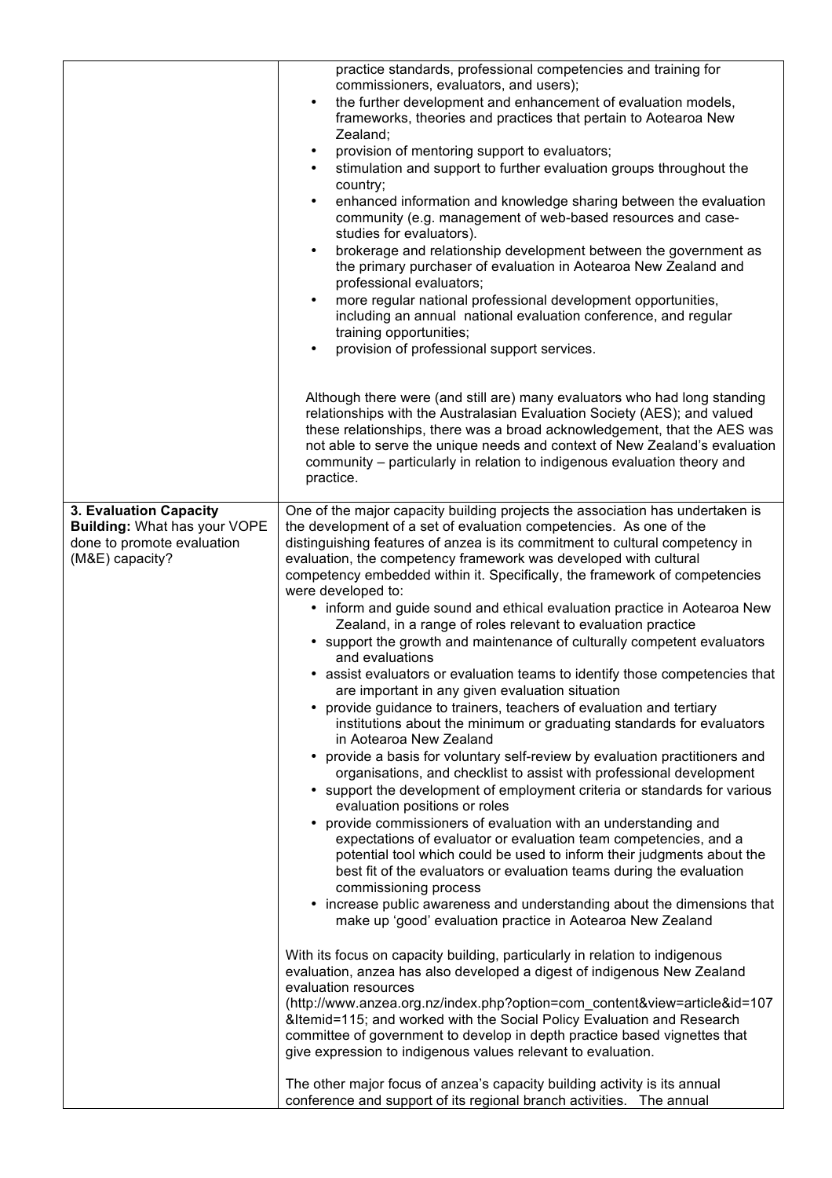| | |
|---|---|
| | practice standards, professional competencies and training for commissioners, evaluators, and users);<br>• the further development and enhancement of evaluation models, frameworks, theories and practices that pertain to Aotearoa New Zealand;<br>• provision of mentoring support to evaluators;<br>• stimulation and support to further evaluation groups throughout the country;<br>• enhanced information and knowledge sharing between the evaluation community (e.g. management of web-based resources and case-studies for evaluators).<br>• brokerage and relationship development between the government as the primary purchaser of evaluation in Aotearoa New Zealand and professional evaluators;<br>• more regular national professional development opportunities, including an annual national evaluation conference, and regular training opportunities;<br>• provision of professional support services.<br><br>Although there were (and still are) many evaluators who had long standing relationships with the Australasian Evaluation Society (AES); and valued these relationships, there was a broad acknowledgement, that the AES was not able to serve the unique needs and context of New Zealand's evaluation community – particularly in relation to indigenous evaluation theory and practice. |
| **3. Evaluation Capacity Building:** What has your VOPE done to promote evaluation (M&E) capacity? | One of the major capacity building projects the association has undertaken is the development of a set of evaluation competencies. As one of the distinguishing features of anzea is its commitment to cultural competency in evaluation, the competency framework was developed with cultural competency embedded within it. Specifically, the framework of competencies were developed to:<br>• inform and guide sound and ethical evaluation practice in Aotearoa New Zealand, in a range of roles relevant to evaluation practice<br>• support the growth and maintenance of culturally competent evaluators and evaluations<br>• assist evaluators or evaluation teams to identify those competencies that are important in any given evaluation situation<br>• provide guidance to trainers, teachers of evaluation and tertiary institutions about the minimum or graduating standards for evaluators in Aotearoa New Zealand<br>• provide a basis for voluntary self-review by evaluation practitioners and organisations, and checklist to assist with professional development<br>• support the development of employment criteria or standards for various evaluation positions or roles<br>• provide commissioners of evaluation with an understanding and expectations of evaluator or evaluation team competencies, and a potential tool which could be used to inform their judgments about the best fit of the evaluators or evaluation teams during the evaluation commissioning process<br>• increase public awareness and understanding about the dimensions that make up 'good' evaluation practice in Aotearoa New Zealand<br><br>With its focus on capacity building, particularly in relation to indigenous evaluation, anzea has also developed a digest of indigenous New Zealand evaluation resources (http://www.anzea.org.nz/index.php?option=com_content&view=article&id=107&Itemid=115; and worked with the Social Policy Evaluation and Research committee of government to develop in depth practice based vignettes that give expression to indigenous values relevant to evaluation.<br><br>The other major focus of anzea's capacity building activity is its annual conference and support of its regional branch activities. The annual |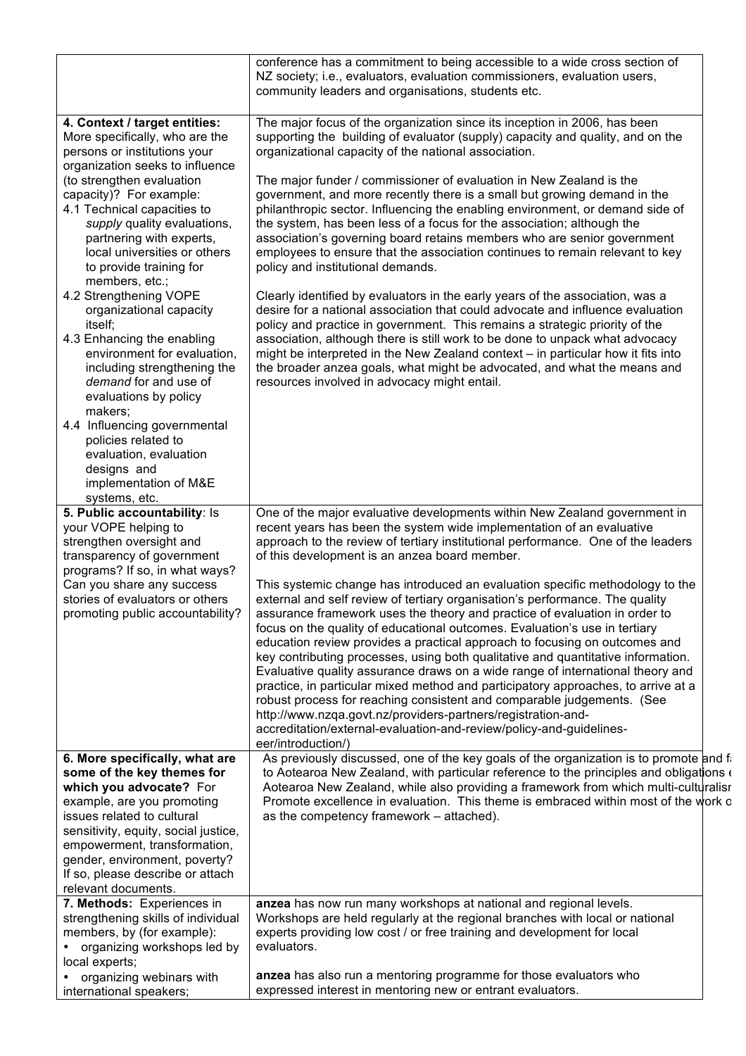| | |
|---|---|
| | conference has a commitment to being accessible to a wide cross section of NZ society; i.e., evaluators, evaluation commissioners, evaluation users, community leaders and organisations, students etc. |
| **4. Context / target entities:** More specifically, who are the persons or institutions your organization seeks to influence (to strengthen evaluation capacity)? For example:<br>4.1 Technical capacities to *supply* quality evaluations, partnering with experts, local universities or others to provide training for members, etc.;<br>4.2 Strengthening VOPE organizational capacity itself;<br>4.3 Enhancing the enabling environment for evaluation, including strengthening the *demand* for and use of evaluations by policy makers;<br>4.4 Influencing governmental policies related to evaluation, evaluation designs and implementation of M&E systems, etc. | The major focus of the organization since its inception in 2006, has been supporting the building of evaluator (supply) capacity and quality, and on the organizational capacity of the national association.<br><br>The major funder / commissioner of evaluation in New Zealand is the government, and more recently there is a small but growing demand in the philanthropic sector. Influencing the enabling environment, or demand side of the system, has been less of a focus for the association; although the association's governing board retains members who are senior government employees to ensure that the association continues to remain relevant to key policy and institutional demands.<br><br>Clearly identified by evaluators in the early years of the association, was a desire for a national association that could advocate and influence evaluation policy and practice in government. This remains a strategic priority of the association, although there is still work to be done to unpack what advocacy might be interpreted in the New Zealand context – in particular how it fits into the broader anzea goals, what might be advocated, and what the means and resources involved in advocacy might entail. |
| **5. Public accountability**: Is your VOPE helping to strengthen oversight and transparency of government programs? If so, in what ways? Can you share any success stories of evaluators or others promoting public accountability? | One of the major evaluative developments within New Zealand government in recent years has been the system wide implementation of an evaluative approach to the review of tertiary institutional performance. One of the leaders of this development is an anzea board member.<br><br>This systemic change has introduced an evaluation specific methodology to the external and self review of tertiary organisation's performance. The quality assurance framework uses the theory and practice of evaluation in order to focus on the quality of educational outcomes. Evaluation's use in tertiary education review provides a practical approach to focusing on outcomes and key contributing processes, using both qualitative and quantitative information. Evaluative quality assurance draws on a wide range of international theory and practice, in particular mixed method and participatory approaches, to arrive at a robust process for reaching consistent and comparable judgements. (See http://www.nzqa.govt.nz/providers-partners/registration-and-accreditation/external-evaluation-and-review/policy-and-guidelines-eer/introduction/) |
| **6. More specifically, what are some of the key themes for which you advocate?** For example, are you promoting issues related to cultural sensitivity, equity, social justice, empowerment, transformation, gender, environment, poverty? If so, please describe or attach relevant documents. | As previously discussed, one of the key goals of the organization is to promote and f to Aotearoa New Zealand, with particular reference to the principles and obligations Aotearoa New Zealand, while also providing a framework from which multi-culturalis Promote excellence in evaluation. This theme is embraced within most of the work o as the competency framework – attached). |
| **7. Methods:** Experiences in strengthening skills of individual members, by (for example):<br>• organizing workshops led by local experts;<br>• organizing webinars with international speakers; | **anzea** has now run many workshops at national and regional levels. Workshops are held regularly at the regional branches with local or national experts providing low cost / or free training and development for local evaluators.<br><br>**anzea** has also run a mentoring programme for those evaluators who expressed interest in mentoring new or entrant evaluators. |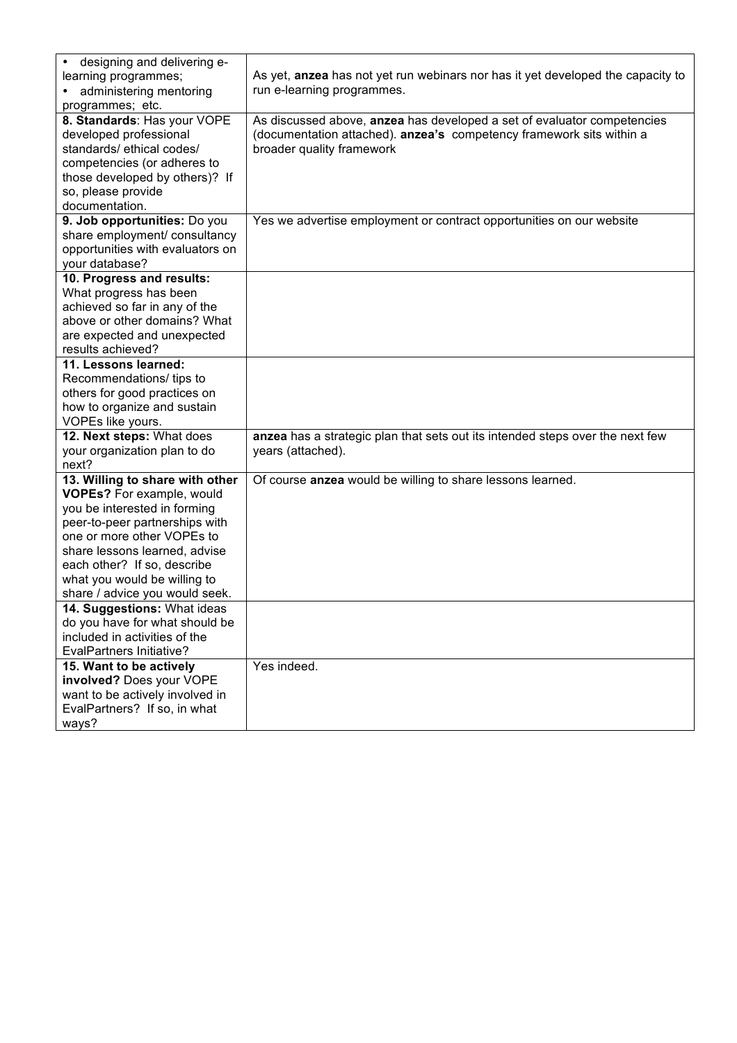| | |
|---|---|
| • designing and delivering e-learning programmes;<br>• administering mentoring programmes; etc. | As yet, **anzea** has not yet run webinars nor has it yet developed the capacity to run e-learning programmes. |
| **8. Standards**: Has your VOPE developed professional standards/ ethical codes/ competencies (or adheres to those developed by others)? If so, please provide documentation. | As discussed above, **anzea** has developed a set of evaluator competencies (documentation attached). **anzea's** competency framework sits within a broader quality framework |
| **9. Job opportunities:** Do you share employment/ consultancy opportunities with evaluators on your database? | Yes we advertise employment or contract opportunities on our website |
| **10. Progress and results:** What progress has been achieved so far in any of the above or other domains? What are expected and unexpected results achieved? | |
| **11. Lessons learned:** Recommendations/ tips to others for good practices on how to organize and sustain VOPEs like yours. | |
| **12. Next steps:** What does your organization plan to do next? | **anzea** has a strategic plan that sets out its intended steps over the next few years (attached). |
| **13. Willing to share with other VOPEs?** For example, would you be interested in forming peer-to-peer partnerships with one or more other VOPEs to share lessons learned, advise each other? If so, describe what you would be willing to share / advice you would seek. | Of course **anzea** would be willing to share lessons learned. |
| **14. Suggestions:** What ideas do you have for what should be included in activities of the EvalPartners Initiative? | |
| **15. Want to be actively involved?** Does your VOPE want to be actively involved in EvalPartners? If so, in what ways? | Yes indeed. |